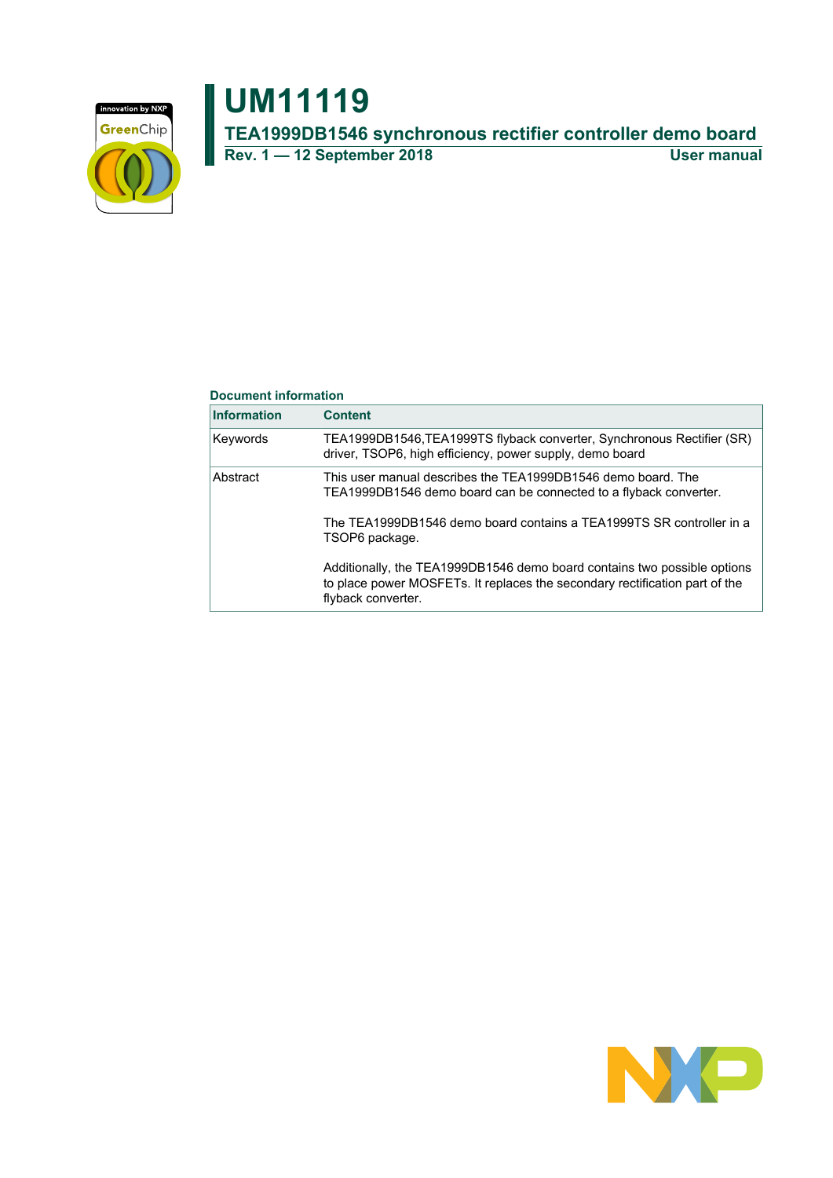# UM11119

## TEA1999DB1546 synchronous rectifier controller demo board

**Rev. 1 — 12 September 2018** **User manual**

**Document information**

| Information | Content |
|---|---|
| Keywords | TEA1999DB1546,TEA1999TS flyback converter, Synchronous Rectifier (SR) driver, TSOP6, high efficiency, power supply, demo board |
| Abstract | This user manual describes the TEA1999DB1546 demo board. The TEA1999DB1546 demo board can be connected to a flyback converter.<br><br>The TEA1999DB1546 demo board contains a TEA1999TS SR controller in a TSOP6 package.<br><br>Additionally, the TEA1999DB1546 demo board contains two possible options to place power MOSFETs. It replaces the secondary rectification part of the flyback converter. |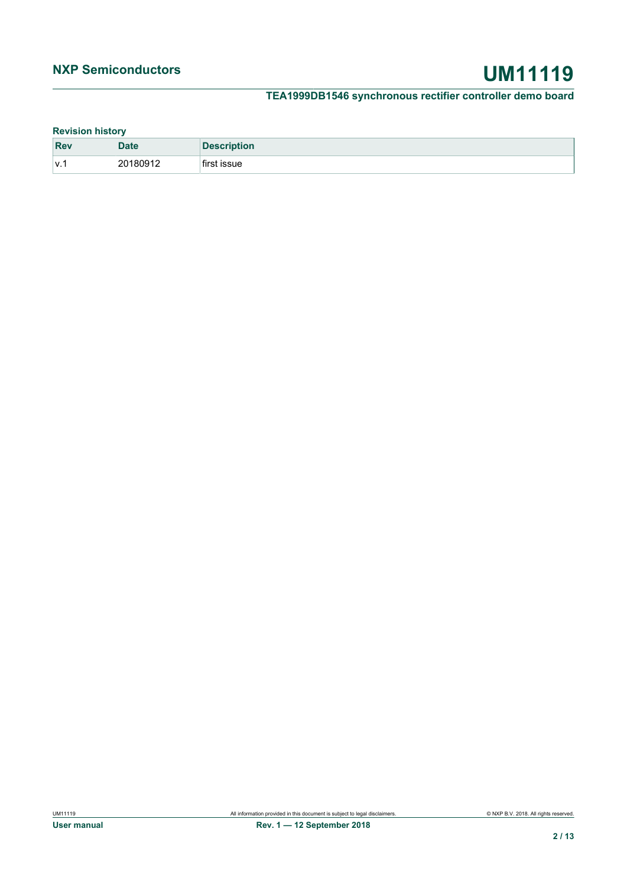**Revision history**

| Rev | Date | Description |
| --- | --- | --- |
| v.1 | 20180912 | first issue |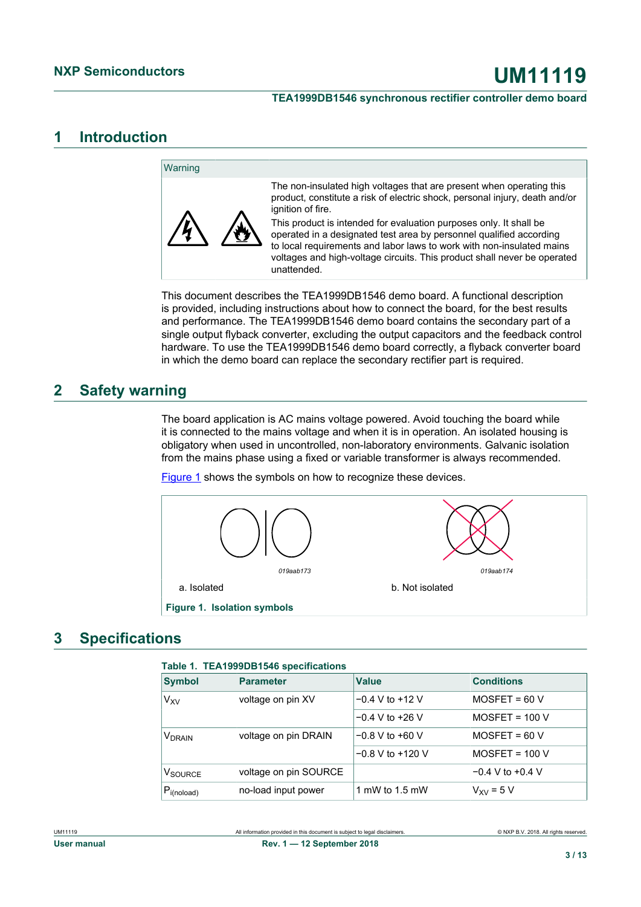# 1 Introduction

**Warning**

The non-insulated high voltages that are present when operating this product, constitute a risk of electric shock, personal injury, death and/or ignition of fire.

This product is intended for evaluation purposes only. It shall be operated in a designated test area by personnel qualified according to local requirements and labor laws to work with non-insulated mains voltages and high-voltage circuits. This product shall never be operated unattended.

This document describes the TEA1999DB1546 demo board. A functional description is provided, including instructions about how to connect the board, for the best results and performance. The TEA1999DB1546 demo board contains the secondary part of a single output flyback converter, excluding the output capacitors and the feedback control hardware. To use the TEA1999DB1546 demo board correctly, a flyback converter board in which the demo board can replace the secondary rectifier part is required.

# 2 Safety warning

The board application is AC mains voltage powered. Avoid touching the board while it is connected to the mains voltage and when it is in operation. An isolated housing is obligatory when used in uncontrolled, non-laboratory environments. Galvanic isolation from the mains phase using a fixed or variable transformer is always recommended.

Figure 1 shows the symbols on how to recognize these devices.

019aab173

a. Isolated

019aab174

b. Not isolated

**Figure 1. Isolation symbols**

# 3 Specifications

**Table 1. TEA1999DB1546 specifications**

| Symbol | Parameter | Value | Conditions |
|---|---|---|---|
| $V_{XV}$ | voltage on pin XV | −0.4 V to +12 V | MOSFET = 60 V |
| | | −0.4 V to +26 V | MOSFET = 100 V |
| $V_{DRAIN}$ | voltage on pin DRAIN | −0.8 V to +60 V | MOSFET = 60 V |
| | | −0.8 V to +120 V | MOSFET = 100 V |
| $V_{SOURCE}$ | voltage on pin SOURCE | | −0.4 V to +0.4 V |
| $P_{i(noload)}$ | no-load input power | 1 mW to 1.5 mW | $V_{XV}$ = 5 V |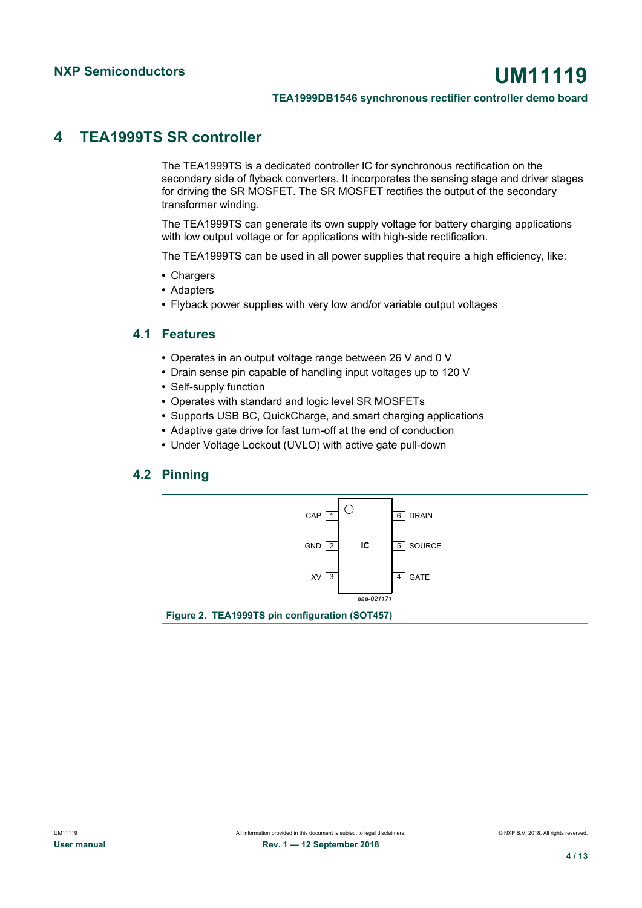## 4 TEA1999TS SR controller

The TEA1999TS is a dedicated controller IC for synchronous rectification on the secondary side of flyback converters. It incorporates the sensing stage and driver stages for driving the SR MOSFET. The SR MOSFET rectifies the output of the secondary transformer winding.

The TEA1999TS can generate its own supply voltage for battery charging applications with low output voltage or for applications with high-side rectification.

The TEA1999TS can be used in all power supplies that require a high efficiency, like:

- Chargers
- Adapters
- Flyback power supplies with very low and/or variable output voltages

### 4.1 Features

- Operates in an output voltage range between 26 V and 0 V
- Drain sense pin capable of handling input voltages up to 120 V
- Self-supply function
- Operates with standard and logic level SR MOSFETs
- Supports USB BC, QuickCharge, and smart charging applications
- Adaptive gate drive for fast turn-off at the end of conduction
- Under Voltage Lockout (UVLO) with active gate pull-down

### 4.2 Pinning

| Pin | Name | | Pin | Name |
|---|---|---|---|---|
| 1 | CAP | IC | 6 | DRAIN |
| 2 | GND | | 5 | SOURCE |
| 3 | XV | | 4 | GATE |

aaa-021171

**Figure 2. TEA1999TS pin configuration (SOT457)**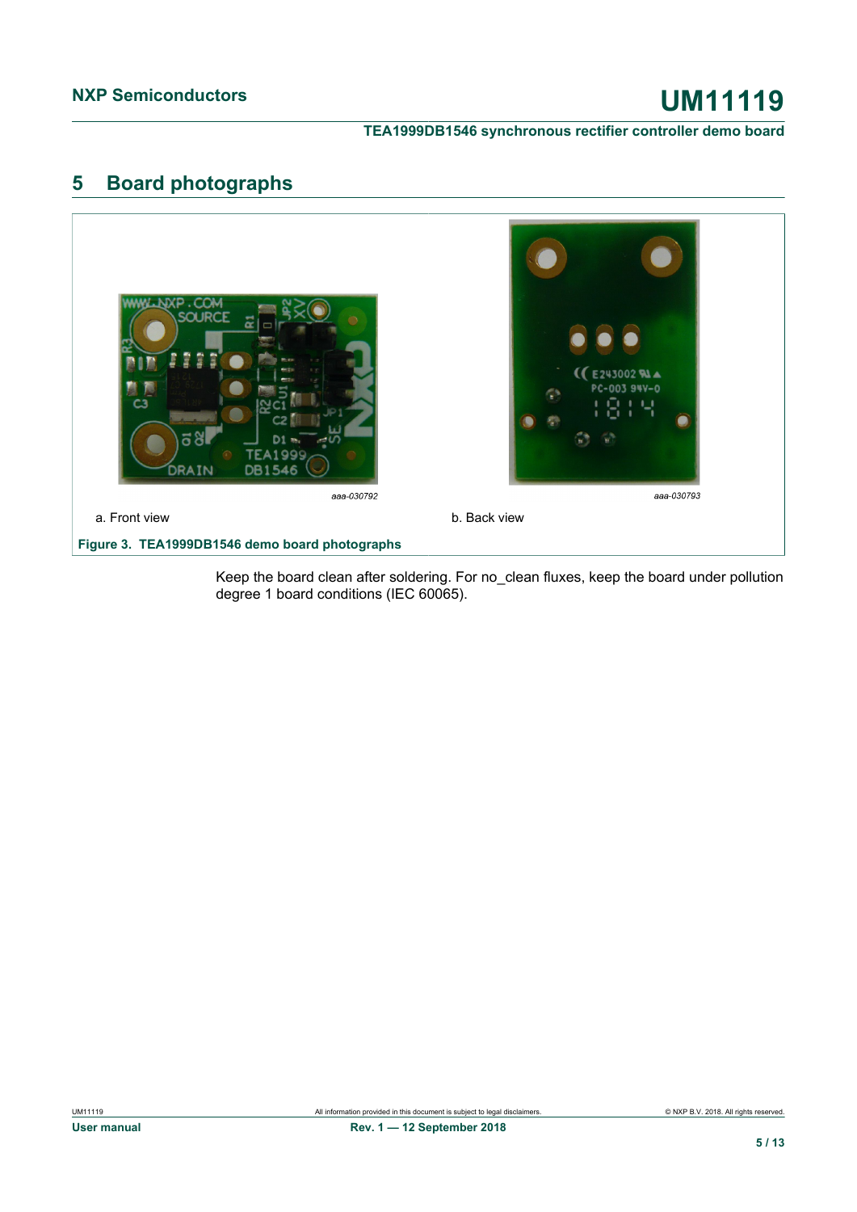## 5 Board photographs

aaa-030792

a. Front view

aaa-030793

b. Back view

**Figure 3. TEA1999DB1546 demo board photographs**

Keep the board clean after soldering. For no_clean fluxes, keep the board under pollution degree 1 board conditions (IEC 60065).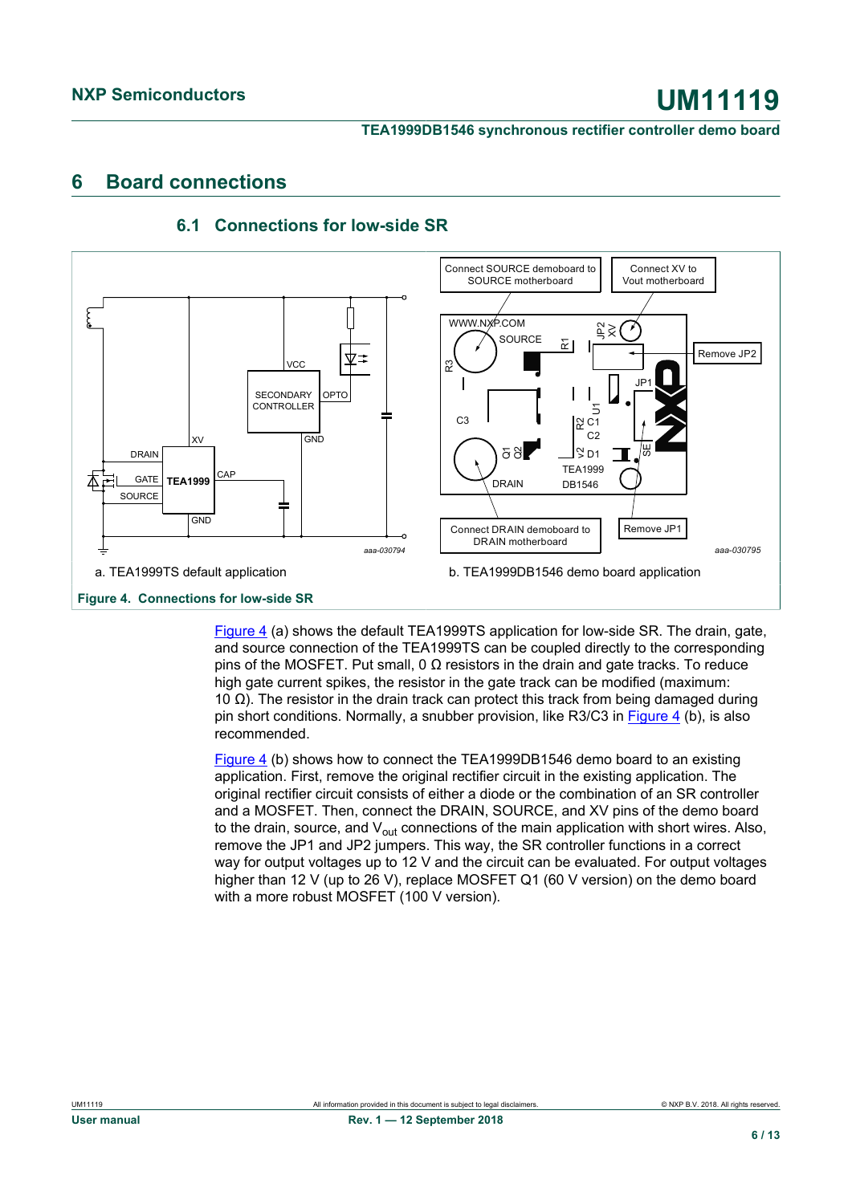## 6 Board connections

### 6.1 Connections for low-side SR

a. TEA1999TS default application

b. TEA1999DB1546 demo board application

**Figure 4. Connections for low-side SR**

Figure 4 (a) shows the default TEA1999TS application for low-side SR. The drain, gate, and source connection of the TEA1999TS can be coupled directly to the corresponding pins of the MOSFET. Put small, 0 Ω resistors in the drain and gate tracks. To reduce high gate current spikes, the resistor in the gate track can be modified (maximum: 10 Ω). The resistor in the drain track can protect this track from being damaged during pin short conditions. Normally, a snubber provision, like R3/C3 in Figure 4 (b), is also recommended.

Figure 4 (b) shows how to connect the TEA1999DB1546 demo board to an existing application. First, remove the original rectifier circuit in the existing application. The original rectifier circuit consists of either a diode or the combination of an SR controller and a MOSFET. Then, connect the DRAIN, SOURCE, and XV pins of the demo board to the drain, source, and $V_{out}$ connections of the main application with short wires. Also, remove the JP1 and JP2 jumpers. This way, the SR controller functions in a correct way for output voltages up to 12 V and the circuit can be evaluated. For output voltages higher than 12 V (up to 26 V), replace MOSFET Q1 (60 V version) on the demo board with a more robust MOSFET (100 V version).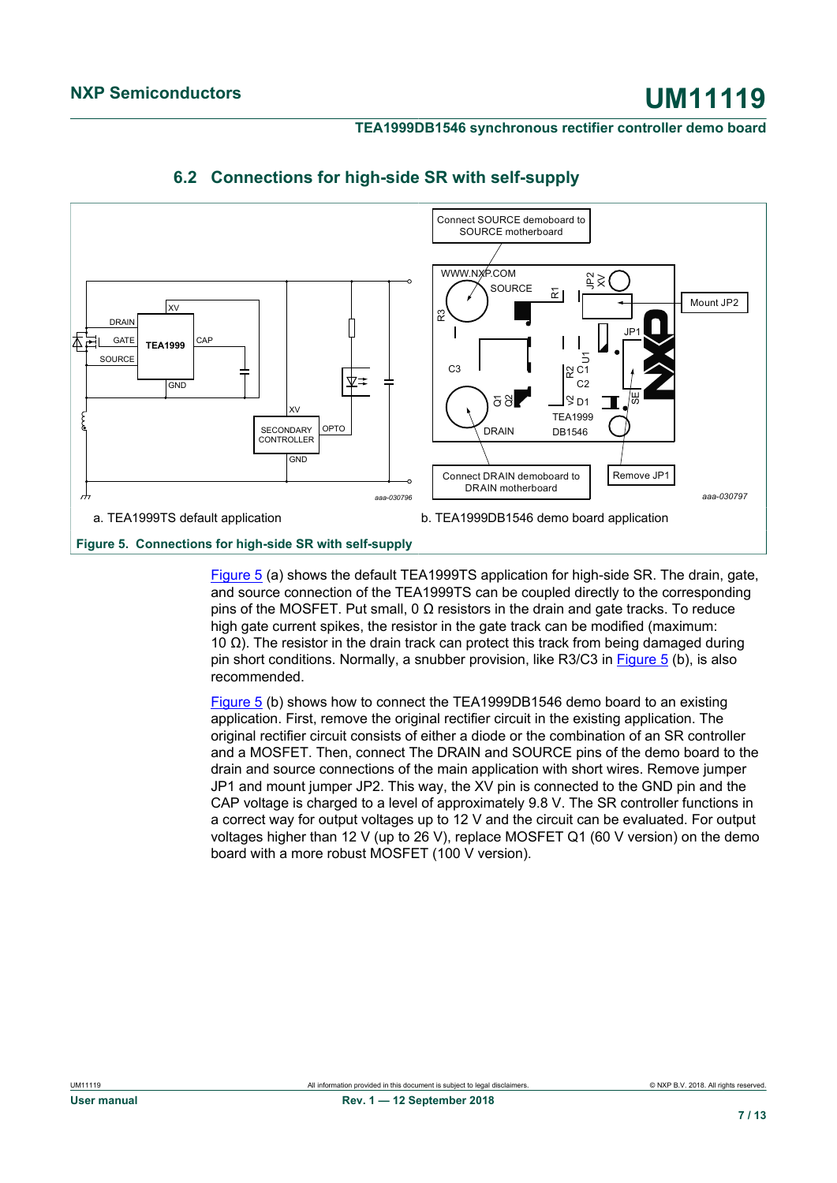## 6.2 Connections for high-side SR with self-supply

a. TEA1999TS default application

b. TEA1999DB1546 demo board application

**Figure 5. Connections for high-side SR with self-supply**

Figure 5 (a) shows the default TEA1999TS application for high-side SR. The drain, gate, and source connection of the TEA1999TS can be coupled directly to the corresponding pins of the MOSFET. Put small, 0 Ω resistors in the drain and gate tracks. To reduce high gate current spikes, the resistor in the gate track can be modified (maximum: 10 Ω). The resistor in the drain track can protect this track from being damaged during pin short conditions. Normally, a snubber provision, like R3/C3 in Figure 5 (b), is also recommended.

Figure 5 (b) shows how to connect the TEA1999DB1546 demo board to an existing application. First, remove the original rectifier circuit in the existing application. The original rectifier circuit consists of either a diode or the combination of an SR controller and a MOSFET. Then, connect The DRAIN and SOURCE pins of the demo board to the drain and source connections of the main application with short wires. Remove jumper JP1 and mount jumper JP2. This way, the XV pin is connected to the GND pin and the CAP voltage is charged to a level of approximately 9.8 V. The SR controller functions in a correct way for output voltages up to 12 V and the circuit can be evaluated. For output voltages higher than 12 V (up to 26 V), replace MOSFET Q1 (60 V version) on the demo board with a more robust MOSFET (100 V version).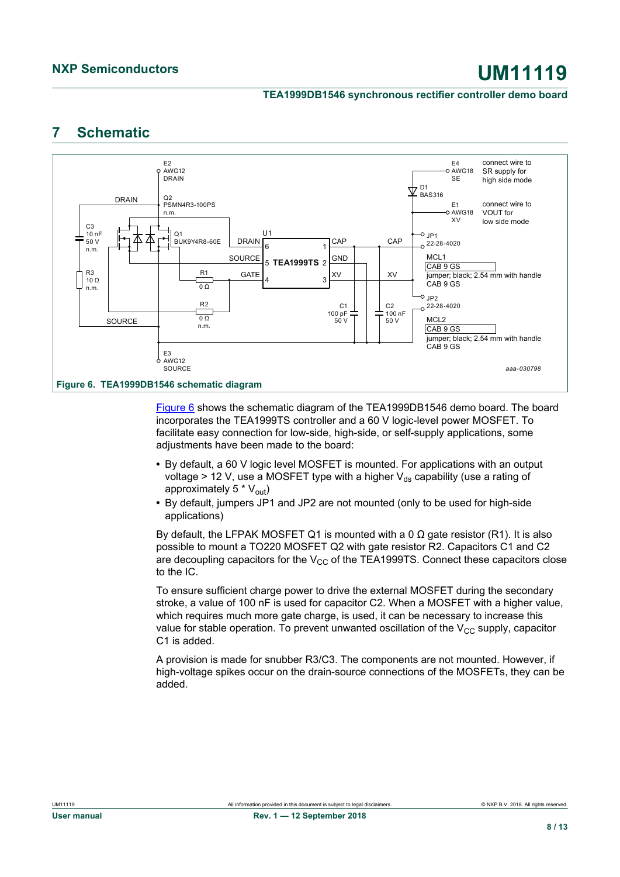## 7 Schematic

Figure 6. TEA1999DB1546 schematic diagram

Figure 6 shows the schematic diagram of the TEA1999DB1546 demo board. The board incorporates the TEA1999TS controller and a 60 V logic-level power MOSFET. To facilitate easy connection for low-side, high-side, or self-supply applications, some adjustments have been made to the board:

- By default, a 60 V logic level MOSFET is mounted. For applications with an output voltage > 12 V, use a MOSFET type with a higher $V_{ds}$ capability (use a rating of approximately 5 * $V_{out}$)
- By default, jumpers JP1 and JP2 are not mounted (only to be used for high-side applications)

By default, the LFPAK MOSFET Q1 is mounted with a 0 Ω gate resistor (R1). It is also possible to mount a TO220 MOSFET Q2 with gate resistor R2. Capacitors C1 and C2 are decoupling capacitors for the $V_{CC}$ of the TEA1999TS. Connect these capacitors close to the IC.

To ensure sufficient charge power to drive the external MOSFET during the secondary stroke, a value of 100 nF is used for capacitor C2. When a MOSFET with a higher value, which requires much more gate charge, is used, it can be necessary to increase this value for stable operation. To prevent unwanted oscillation of the $V_{CC}$ supply, capacitor C1 is added.

A provision is made for snubber R3/C3. The components are not mounted. However, if high-voltage spikes occur on the drain-source connections of the MOSFETs, they can be added.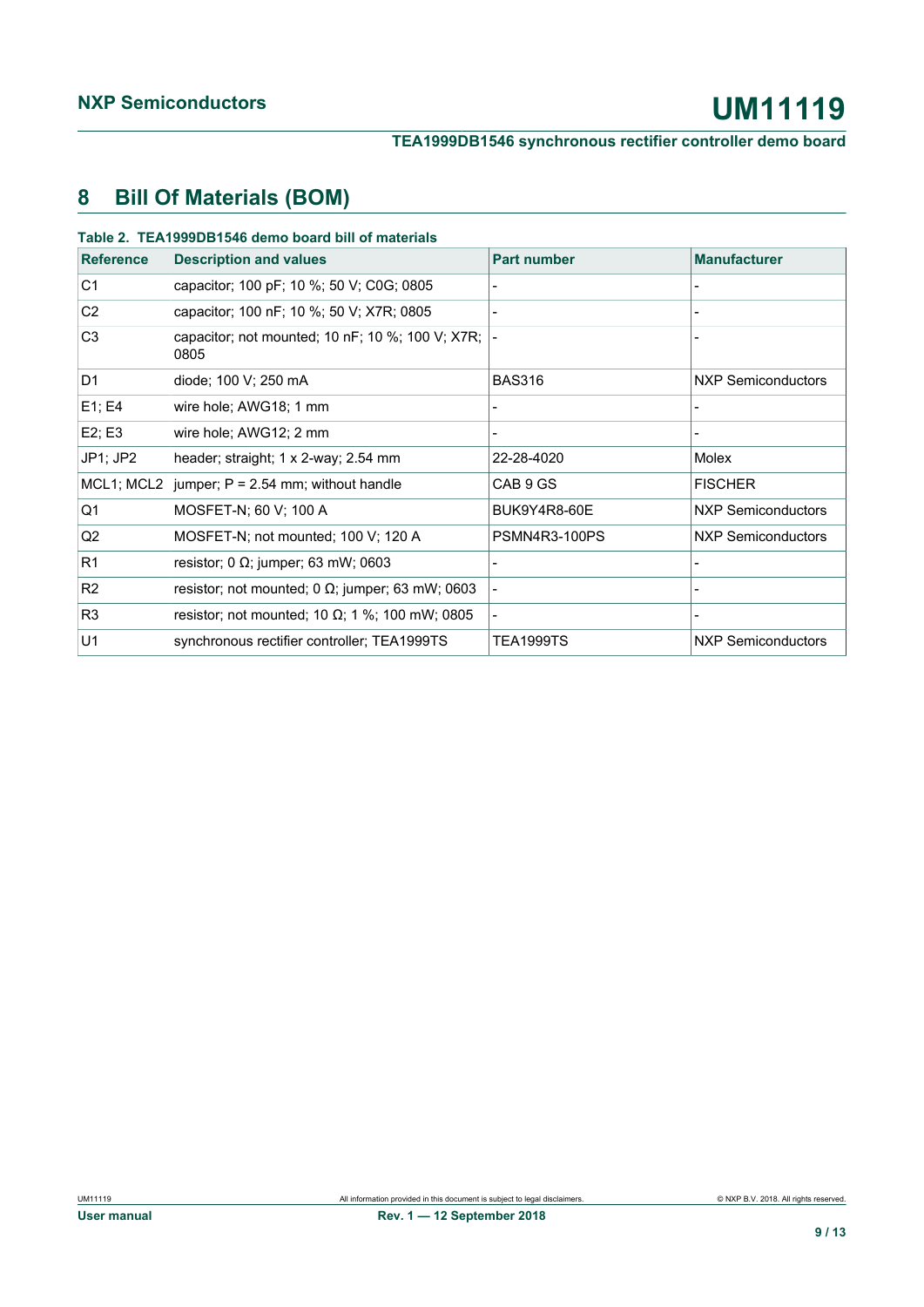# 8 Bill Of Materials (BOM)

**Table 2. TEA1999DB1546 demo board bill of materials**

| Reference | Description and values | Part number | Manufacturer |
|---|---|---|---|
| C1 | capacitor; 100 pF; 10 %; 50 V; C0G; 0805 | - | - |
| C2 | capacitor; 100 nF; 10 %; 50 V; X7R; 0805 | - | - |
| C3 | capacitor; not mounted; 10 nF; 10 %; 100 V; X7R; 0805 | - | - |
| D1 | diode; 100 V; 250 mA | BAS316 | NXP Semiconductors |
| E1; E4 | wire hole; AWG18; 1 mm | - | - |
| E2; E3 | wire hole; AWG12; 2 mm | - | - |
| JP1; JP2 | header; straight; 1 x 2-way; 2.54 mm | 22-28-4020 | Molex |
| MCL1; MCL2 | jumper; P = 2.54 mm; without handle | CAB 9 GS | FISCHER |
| Q1 | MOSFET-N; 60 V; 100 A | BUK9Y4R8-60E | NXP Semiconductors |
| Q2 | MOSFET-N; not mounted; 100 V; 120 A | PSMN4R3-100PS | NXP Semiconductors |
| R1 | resistor; 0 Ω; jumper; 63 mW; 0603 | - | - |
| R2 | resistor; not mounted; 0 Ω; jumper; 63 mW; 0603 | - | - |
| R3 | resistor; not mounted; 10 Ω; 1 %; 100 mW; 0805 | - | - |
| U1 | synchronous rectifier controller; TEA1999TS | TEA1999TS | NXP Semiconductors |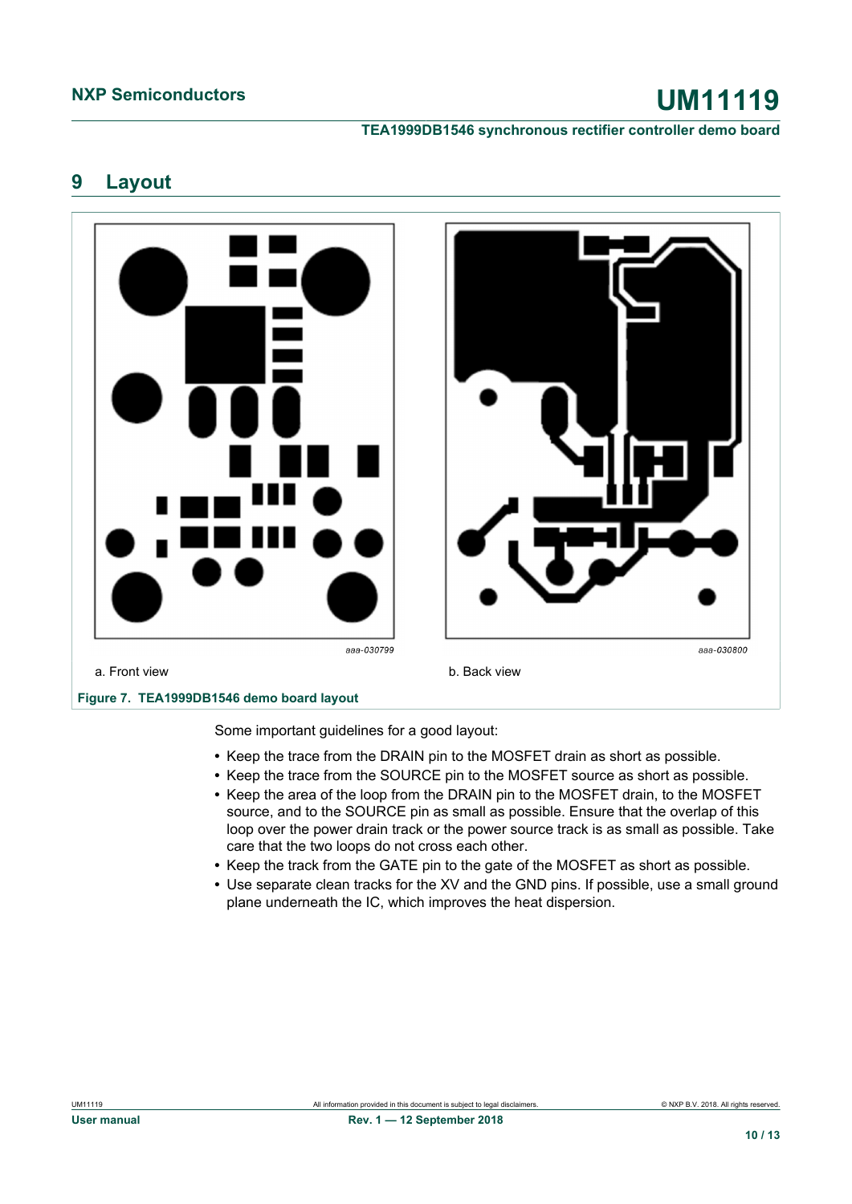## 9 Layout

aaa-030799

a. Front view

aaa-030800

b. Back view

**Figure 7. TEA1999DB1546 demo board layout**

Some important guidelines for a good layout:

- Keep the trace from the DRAIN pin to the MOSFET drain as short as possible.
- Keep the trace from the SOURCE pin to the MOSFET source as short as possible.
- Keep the area of the loop from the DRAIN pin to the MOSFET drain, to the MOSFET source, and to the SOURCE pin as small as possible. Ensure that the overlap of this loop over the power drain track or the power source track is as small as possible. Take care that the two loops do not cross each other.
- Keep the track from the GATE pin to the gate of the MOSFET as short as possible.
- Use separate clean tracks for the XV and the GND pins. If possible, use a small ground plane underneath the IC, which improves the heat dispersion.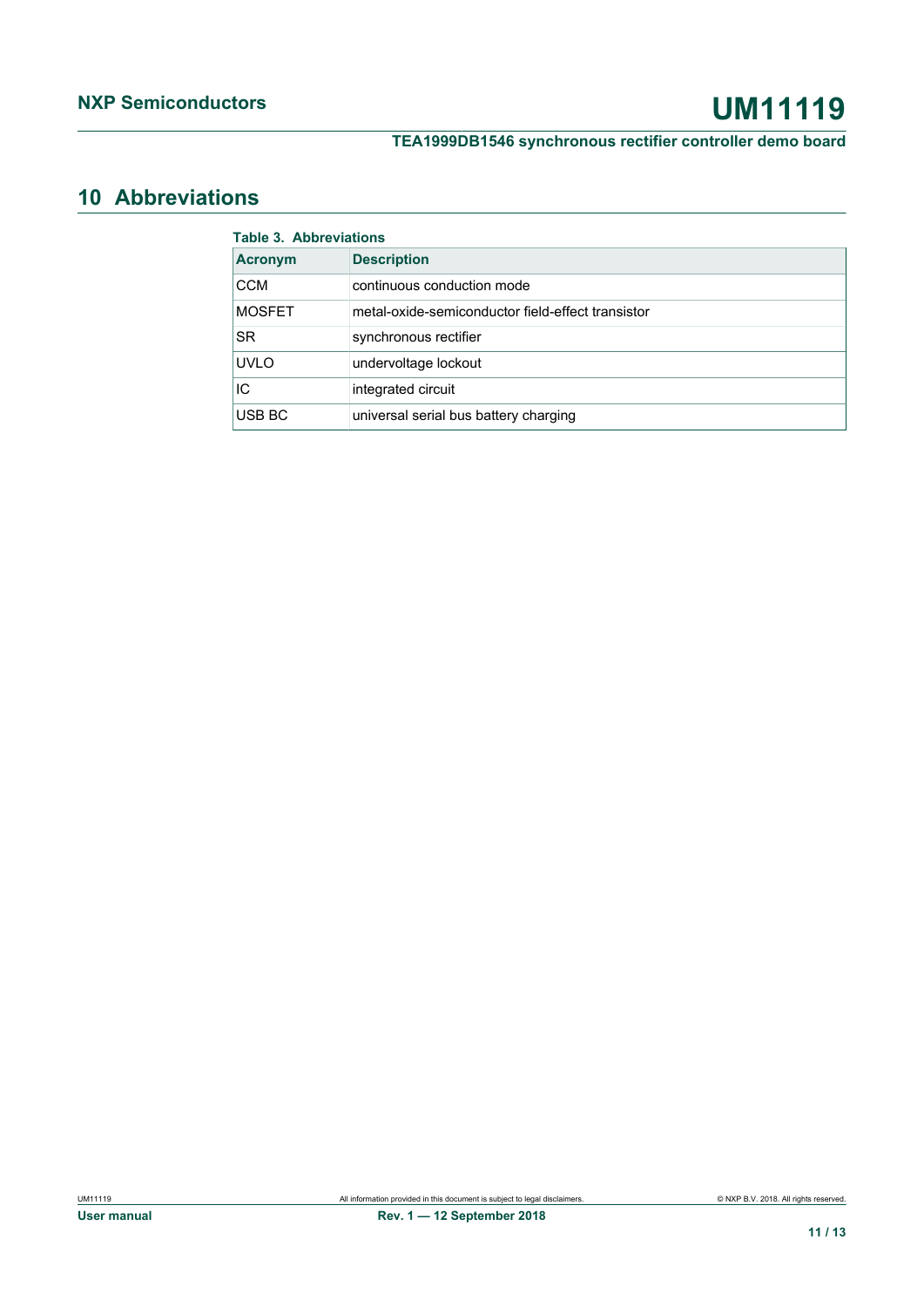## 10 Abbreviations

**Table 3. Abbreviations**

| Acronym | Description |
|---|---|
| CCM | continuous conduction mode |
| MOSFET | metal-oxide-semiconductor field-effect transistor |
| SR | synchronous rectifier |
| UVLO | undervoltage lockout |
| IC | integrated circuit |
| USB BC | universal serial bus battery charging |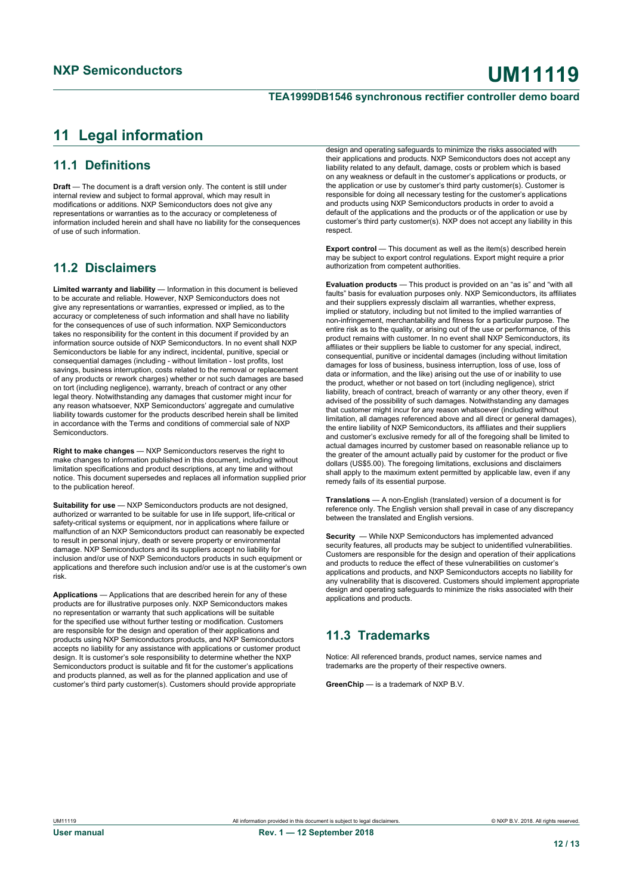# 11 Legal information

## 11.1 Definitions

**Draft** — The document is a draft version only. The content is still under internal review and subject to formal approval, which may result in modifications or additions. NXP Semiconductors does not give any representations or warranties as to the accuracy or completeness of information included herein and shall have no liability for the consequences of use of such information.

## 11.2 Disclaimers

**Limited warranty and liability** — Information in this document is believed to be accurate and reliable. However, NXP Semiconductors does not give any representations or warranties, expressed or implied, as to the accuracy or completeness of such information and shall have no liability for the consequences of use of such information. NXP Semiconductors takes no responsibility for the content in this document if provided by an information source outside of NXP Semiconductors. In no event shall NXP Semiconductors be liable for any indirect, incidental, punitive, special or consequential damages (including - without limitation - lost profits, lost savings, business interruption, costs related to the removal or replacement of any products or rework charges) whether or not such damages are based on tort (including negligence), warranty, breach of contract or any other legal theory. Notwithstanding any damages that customer might incur for any reason whatsoever, NXP Semiconductors' aggregate and cumulative liability towards customer for the products described herein shall be limited in accordance with the Terms and conditions of commercial sale of NXP Semiconductors.

**Right to make changes** — NXP Semiconductors reserves the right to make changes to information published in this document, including without limitation specifications and product descriptions, at any time and without notice. This document supersedes and replaces all information supplied prior to the publication hereof.

**Suitability for use** — NXP Semiconductors products are not designed, authorized or warranted to be suitable for use in life support, life-critical or safety-critical systems or equipment, nor in applications where failure or malfunction of an NXP Semiconductors product can reasonably be expected to result in personal injury, death or severe property or environmental damage. NXP Semiconductors and its suppliers accept no liability for inclusion and/or use of NXP Semiconductors products in such equipment or applications and therefore such inclusion and/or use is at the customer's own risk.

**Applications** — Applications that are described herein for any of these products are for illustrative purposes only. NXP Semiconductors makes no representation or warranty that such applications will be suitable for the specified use without further testing or modification. Customers are responsible for the design and operation of their applications and products using NXP Semiconductors products, and NXP Semiconductors accepts no liability for any assistance with applications or customer product design. It is customer's sole responsibility to determine whether the NXP Semiconductors product is suitable and fit for the customer's applications and products planned, as well as for the planned application and use of customer's third party customer(s). Customers should provide appropriate design and operating safeguards to minimize the risks associated with their applications and products. NXP Semiconductors does not accept any liability related to any default, damage, costs or problem which is based on any weakness or default in the customer's applications or products, or the application or use by customer's third party customer(s). Customer is responsible for doing all necessary testing for the customer's applications and products using NXP Semiconductors products in order to avoid a default of the applications and the products or of the application or use by customer's third party customer(s). NXP does not accept any liability in this respect.

**Export control** — This document as well as the item(s) described herein may be subject to export control regulations. Export might require a prior authorization from competent authorities.

**Evaluation products** — This product is provided on an "as is" and "with all faults" basis for evaluation purposes only. NXP Semiconductors, its affiliates and their suppliers expressly disclaim all warranties, whether express, implied or statutory, including but not limited to the implied warranties of non-infringement, merchantability and fitness for a particular purpose. The entire risk as to the quality, or arising out of the use or performance, of this product remains with customer. In no event shall NXP Semiconductors, its affiliates or their suppliers be liable to customer for any special, indirect, consequential, punitive or incidental damages (including without limitation damages for loss of business, business interruption, loss of use, loss of data or information, and the like) arising out the use of or inability to use the product, whether or not based on tort (including negligence), strict liability, breach of contract, breach of warranty or any other theory, even if advised of the possibility of such damages. Notwithstanding any damages that customer might incur for any reason whatsoever (including without limitation, all damages referenced above and all direct or general damages), the entire liability of NXP Semiconductors, its affiliates and their suppliers and customer's exclusive remedy for all of the foregoing shall be limited to actual damages incurred by customer based on reasonable reliance up to the greater of the amount actually paid by customer for the product or five dollars (US$5.00). The foregoing limitations, exclusions and disclaimers shall apply to the maximum extent permitted by applicable law, even if any remedy fails of its essential purpose.

**Translations** — A non-English (translated) version of a document is for reference only. The English version shall prevail in case of any discrepancy between the translated and English versions.

**Security** — While NXP Semiconductors has implemented advanced security features, all products may be subject to unidentified vulnerabilities. Customers are responsible for the design and operation of their applications and products to reduce the effect of these vulnerabilities on customer's applications and products, and NXP Semiconductors accepts no liability for any vulnerability that is discovered. Customers should implement appropriate design and operating safeguards to minimize the risks associated with their applications and products.

## 11.3 Trademarks

Notice: All referenced brands, product names, service names and trademarks are the property of their respective owners.

**GreenChip** — is a trademark of NXP B.V.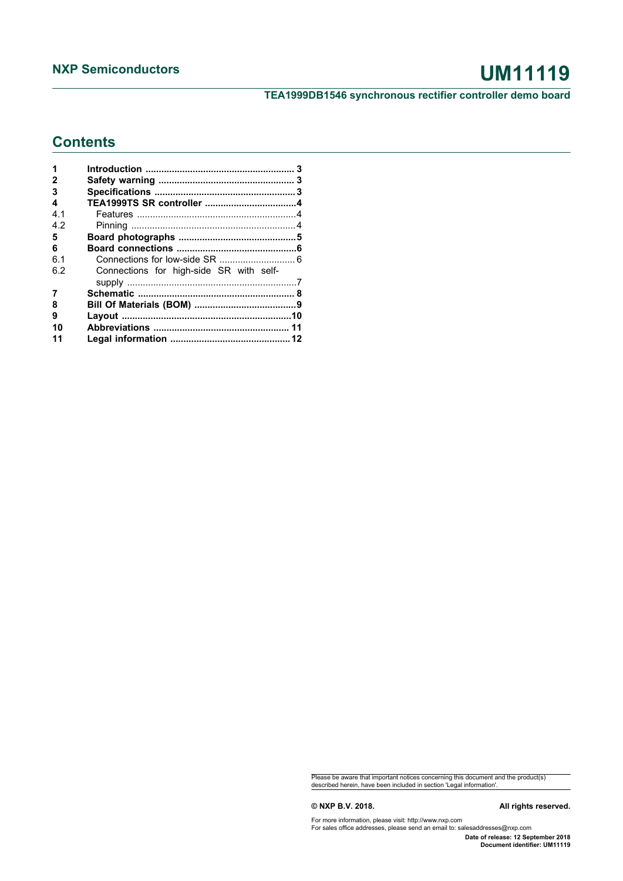## Contents

| | | |
|---|---|---|
| **1** | **Introduction** | **3** |
| **2** | **Safety warning** | **3** |
| **3** | **Specifications** | **3** |
| **4** | **TEA1999TS SR controller** | **4** |
| 4.1 | Features | 4 |
| 4.2 | Pinning | 4 |
| **5** | **Board photographs** | **5** |
| **6** | **Board connections** | **6** |
| 6.1 | Connections for low-side SR | 6 |
| 6.2 | Connections for high-side SR with self-supply | 7 |
| **7** | **Schematic** | **8** |
| **8** | **Bill Of Materials (BOM)** | **9** |
| **9** | **Layout** | **10** |
| **10** | **Abbreviations** | **11** |
| **11** | **Legal information** | **12** |

Please be aware that important notices concerning this document and the product(s) described herein, have been included in section 'Legal information'.

**© NXP B.V. 2018. All rights reserved.**

For more information, please visit: http://www.nxp.com
For sales office addresses, please send an email to: salesaddresses@nxp.com

**Date of release: 12 September 2018**
**Document identifier: UM11119**